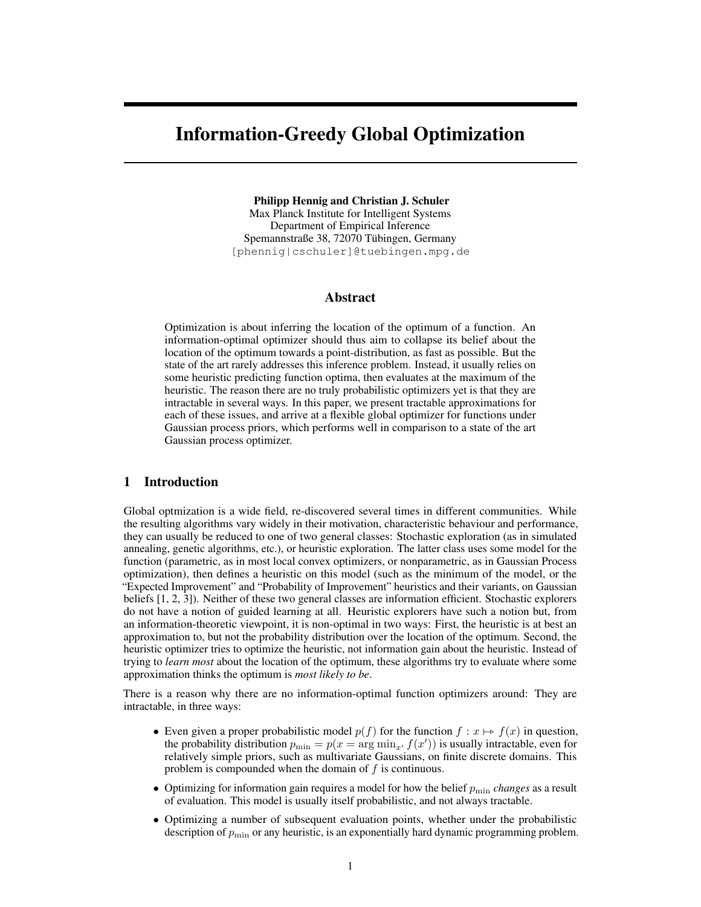# Information-Greedy Global Optimization

**Philipp Hennig and Christian J. Schuler**
Max Planck Institute for Intelligent Systems
Department of Empirical Inference
Spemannstraße 38, 72070 Tübingen, Germany
[phennig|cschuler]@tuebingen.mpg.de

## Abstract

Optimization is about inferring the location of the optimum of a function. An information-optimal optimizer should thus aim to collapse its belief about the location of the optimum towards a point-distribution, as fast as possible. But the state of the art rarely addresses this inference problem. Instead, it usually relies on some heuristic predicting function optima, then evaluates at the maximum of the heuristic. The reason there are no truly probabilistic optimizers yet is that they are intractable in several ways. In this paper, we present tractable approximations for each of these issues, and arrive at a flexible global optimizer for functions under Gaussian process priors, which performs well in comparison to a state of the art Gaussian process optimizer.

## 1 Introduction

Global optmization is a wide field, re-discovered several times in different communities. While the resulting algorithms vary widely in their motivation, characteristic behaviour and performance, they can usually be reduced to one of two general classes: Stochastic exploration (as in simulated annealing, genetic algorithms, etc.), or heuristic exploration. The latter class uses some model for the function (parametric, as in most local convex optimizers, or nonparametric, as in Gaussian Process optimization), then defines a heuristic on this model (such as the minimum of the model, or the "Expected Improvement" and "Probability of Improvement" heuristics and their variants, on Gaussian beliefs [1, 2, 3]). Neither of these two general classes are information efficient. Stochastic explorers do not have a notion of guided learning at all. Heuristic explorers have such a notion but, from an information-theoretic viewpoint, it is non-optimal in two ways: First, the heuristic is at best an approximation to, but not the probability distribution over the location of the optimum. Second, the heuristic optimizer tries to optimize the heuristic, not information gain about the heuristic. Instead of trying to *learn most* about the location of the optimum, these algorithms try to evaluate where some approximation thinks the optimum is *most likely to be*.

There is a reason why there are no information-optimal function optimizers around: They are intractable, in three ways:

- Even given a proper probabilistic model $p(f)$ for the function $f : x \mapsto f(x)$ in question, the probability distribution $p_{\min} = p(x = \arg\min_{x'} f(x'))$ is usually intractable, even for relatively simple priors, such as multivariate Gaussians, on finite discrete domains. This problem is compounded when the domain of $f$ is continuous.
- Optimizing for information gain requires a model for how the belief $p_{\min}$ *changes* as a result of evaluation. This model is usually itself probabilistic, and not always tractable.
- Optimizing a number of subsequent evaluation points, whether under the probabilistic description of $p_{\min}$ or any heuristic, is an exponentially hard dynamic programming problem.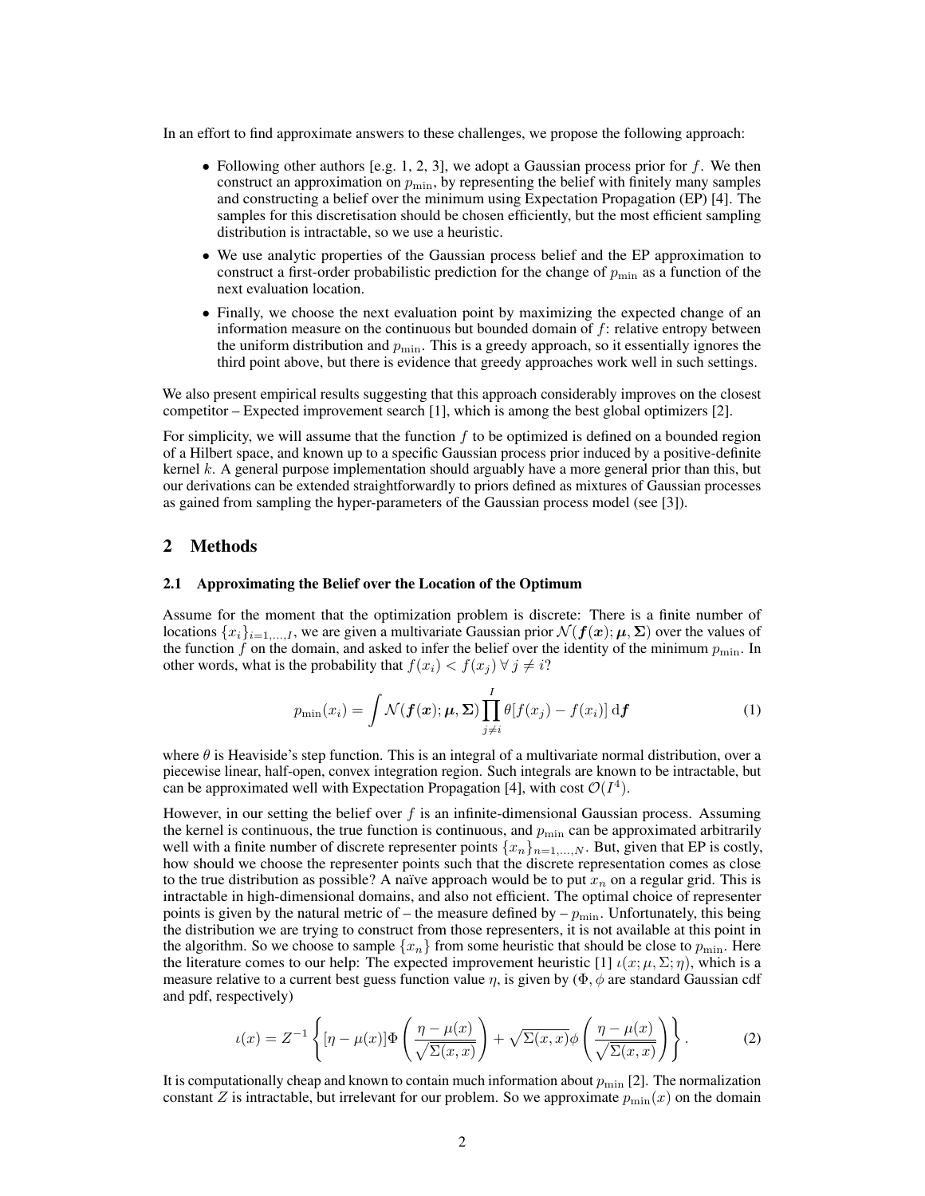In an effort to find approximate answers to these challenges, we propose the following approach:

- Following other authors [e.g. 1, 2, 3], we adopt a Gaussian process prior for $f$. We then construct an approximation on $p_{\min}$, by representing the belief with finitely many samples and constructing a belief over the minimum using Expectation Propagation (EP) [4]. The samples for this discretisation should be chosen efficiently, but the most efficient sampling distribution is intractable, so we use a heuristic.
- We use analytic properties of the Gaussian process belief and the EP approximation to construct a first-order probabilistic prediction for the change of $p_{\min}$ as a function of the next evaluation location.
- Finally, we choose the next evaluation point by maximizing the expected change of an information measure on the continuous but bounded domain of $f$: relative entropy between the uniform distribution and $p_{\min}$. This is a greedy approach, so it essentially ignores the third point above, but there is evidence that greedy approaches work well in such settings.

We also present empirical results suggesting that this approach considerably improves on the closest competitor – Expected improvement search [1], which is among the best global optimizers [2].

For simplicity, we will assume that the function $f$ to be optimized is defined on a bounded region of a Hilbert space, and known up to a specific Gaussian process prior induced by a positive-definite kernel $k$. A general purpose implementation should arguably have a more general prior than this, but our derivations can be extended straightforwardly to priors defined as mixtures of Gaussian processes as gained from sampling the hyper-parameters of the Gaussian process model (see [3]).

## 2 Methods

### 2.1 Approximating the Belief over the Location of the Optimum

Assume for the moment that the optimization problem is discrete: There is a finite number of locations $\{x_i\}_{i=1,\dots,I}$, we are given a multivariate Gaussian prior $\mathcal{N}(\boldsymbol{f}(\boldsymbol{x});\boldsymbol{\mu},\boldsymbol{\Sigma})$ over the values of the function $f$ on the domain, and asked to infer the belief over the identity of the minimum $p_{\min}$. In other words, what is the probability that $f(x_i) < f(x_j)\ \forall\ j \neq i$?

$$p_{\min}(x_i) = \int \mathcal{N}(\boldsymbol{f}(\boldsymbol{x});\boldsymbol{\mu},\boldsymbol{\Sigma}) \prod_{j\neq i}^{I} \theta[f(x_j) - f(x_i)]\,\mathrm{d}\boldsymbol{f} \tag{1}$$

where $\theta$ is Heaviside's step function. This is an integral of a multivariate normal distribution, over a piecewise linear, half-open, convex integration region. Such integrals are known to be intractable, but can be approximated well with Expectation Propagation [4], with cost $\mathcal{O}(I^4)$.

However, in our setting the belief over $f$ is an infinite-dimensional Gaussian process. Assuming the kernel is continuous, the true function is continuous, and $p_{\min}$ can be approximated arbitrarily well with a finite number of discrete representer points $\{x_n\}_{n=1,\dots,N}$. But, given that EP is costly, how should we choose the representer points such that the discrete representation comes as close to the true distribution as possible? A naïve approach would be to put $x_n$ on a regular grid. This is intractable in high-dimensional domains, and also not efficient. The optimal choice of representer points is given by the natural metric of – the measure defined by – $p_{\min}$. Unfortunately, this being the distribution we are trying to construct from those representers, it is not available at this point in the algorithm. So we choose to sample $\{x_n\}$ from some heuristic that should be close to $p_{\min}$. Here the literature comes to our help: The expected improvement heuristic [1] $\iota(x;\mu,\Sigma;\eta)$, which is a measure relative to a current best guess function value $\eta$, is given by ($\Phi,\phi$ are standard Gaussian cdf and pdf, respectively)

$$\iota(x) = Z^{-1}\left\{[\eta - \mu(x)]\Phi\left(\frac{\eta-\mu(x)}{\sqrt{\Sigma(x,x)}}\right) + \sqrt{\Sigma(x,x)}\phi\left(\frac{\eta-\mu(x)}{\sqrt{\Sigma(x,x)}}\right)\right\}. \tag{2}$$

It is computationally cheap and known to contain much information about $p_{\min}$ [2]. The normalization constant $Z$ is intractable, but irrelevant for our problem. So we approximate $p_{\min}(x)$ on the domain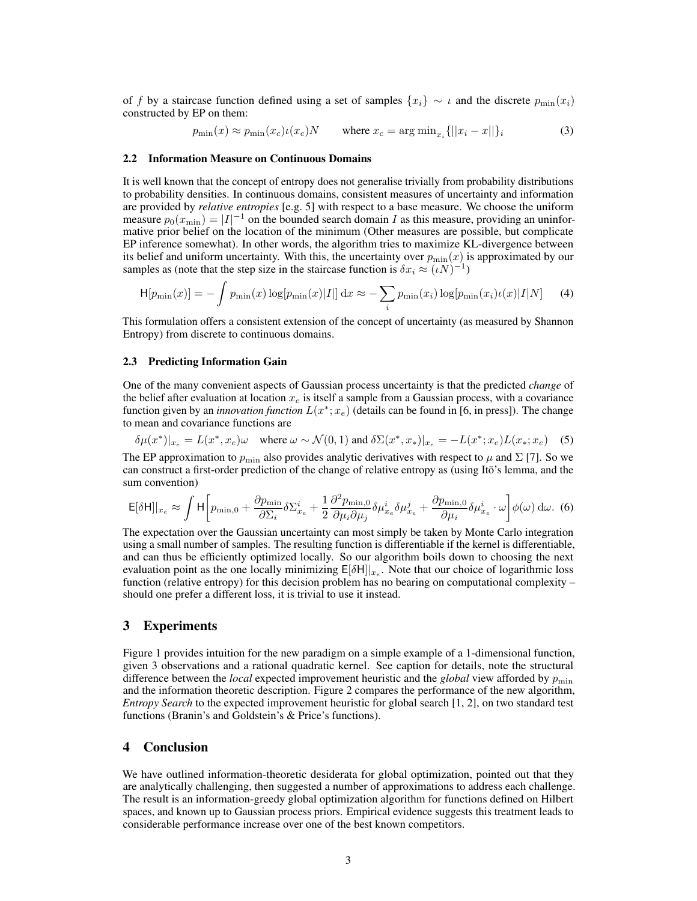of $f$ by a staircase function defined using a set of samples $\{x_i\} \sim \iota$ and the discrete $p_{\min}(x_i)$ constructed by EP on them:

$$p_{\min}(x) \approx p_{\min}(x_c)\iota(x_c)N \qquad \text{where } x_c = \arg\min_{x_i}\{||x_i - x||\}_i \tag{3}$$

### 2.2 Information Measure on Continuous Domains

It is well known that the concept of entropy does not generalise trivially from probability distributions to probability densities. In continuous domains, consistent measures of uncertainty and information are provided by *relative entropies* [e.g. 5] with respect to a base measure. We choose the uniform measure $p_0(x_{\min}) = |I|^{-1}$ on the bounded search domain $I$ as this measure, providing an uninformative prior belief on the location of the minimum (Other measures are possible, but complicate EP inference somewhat). In other words, the algorithm tries to maximize KL-divergence between its belief and uniform uncertainty. With this, the uncertainty over $p_{\min}(x)$ is approximated by our samples as (note that the step size in the staircase function is $\delta x_i \approx (\iota N)^{-1}$)

$$\mathsf{H}[p_{\min}(x)] = -\int p_{\min}(x)\log[p_{\min}(x)|I|]\,\mathrm{d}x \approx -\sum_i p_{\min}(x_i)\log[p_{\min}(x_i)\iota(x)|I|N] \tag{4}$$

This formulation offers a consistent extension of the concept of uncertainty (as measured by Shannon Entropy) from discrete to continuous domains.

### 2.3 Predicting Information Gain

One of the many convenient aspects of Gaussian process uncertainty is that the predicted *change* of the belief after evaluation at location $x_e$ is itself a sample from a Gaussian process, with a covariance function given by an *innovation function* $L(x^*; x_e)$ (details can be found in [6, in press]). The change to mean and covariance functions are

$$\delta\mu(x^*)|_{x_e} = L(x^*, x_e)\omega \quad \text{where } \omega \sim \mathcal{N}(0,1) \text{ and } \delta\Sigma(x^*, x_*)|_{x_e} = -L(x^*; x_e)L(x_*; x_e) \tag{5}$$

The EP approximation to $p_{\min}$ also provides analytic derivatives with respect to $\mu$ and $\Sigma$ [7]. So we can construct a first-order prediction of the change of relative entropy as (using Itō's lemma, and the sum convention)

$$\mathsf{E}[\delta\mathsf{H}]|_{x_e} \approx \int \mathsf{H}\left[p_{\min,0} + \frac{\partial p_{\min}}{\partial \Sigma_i}\delta\Sigma^i_{x_e} + \frac{1}{2}\frac{\partial^2 p_{\min,0}}{\partial\mu_i\partial\mu_j}\delta\mu^i_{x_e}\delta\mu^j_{x_e} + \frac{\partial p_{\min,0}}{\partial\mu_i}\delta\mu^i_{x_e}\cdot\omega\right]\phi(\omega)\,\mathrm{d}\omega. \tag{6}$$

The expectation over the Gaussian uncertainty can most simply be taken by Monte Carlo integration using a small number of samples. The resulting function is differentiable if the kernel is differentiable, and can thus be efficiently optimized locally. So our algorithm boils down to choosing the next evaluation point as the one locally minimizing $\mathsf{E}[\delta\mathsf{H}]|_{x_e}$. Note that our choice of logarithmic loss function (relative entropy) for this decision problem has no bearing on computational complexity – should one prefer a different loss, it is trivial to use it instead.

## 3 Experiments

Figure 1 provides intuition for the new paradigm on a simple example of a 1-dimensional function, given 3 observations and a rational quadratic kernel. See caption for details, note the structural difference between the *local* expected improvement heuristic and the *global* view afforded by $p_{\min}$ and the information theoretic description. Figure 2 compares the performance of the new algorithm, *Entropy Search* to the expected improvement heuristic for global search [1, 2], on two standard test functions (Branin's and Goldstein's & Price's functions).

## 4 Conclusion

We have outlined information-theoretic desiderata for global optimization, pointed out that they are analytically challenging, then suggested a number of approximations to address each challenge. The result is an information-greedy global optimization algorithm for functions defined on Hilbert spaces, and known up to Gaussian process priors. Empirical evidence suggests this treatment leads to considerable performance increase over one of the best known competitors.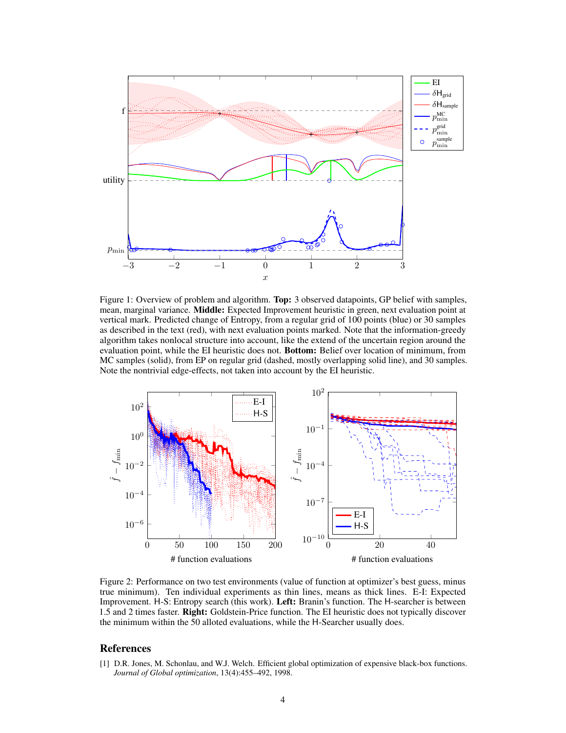Figure 1: Overview of problem and algorithm. **Top:** 3 observed datapoints, GP belief with samples, mean, marginal variance. **Middle:** Expected Improvement heuristic in green, next evaluation point at vertical mark. Predicted change of Entropy, from a regular grid of 100 points (blue) or 30 samples as described in the text (red), with next evaluation points marked. Note that the information-greedy algorithm takes nonlocal structure into account, like the extend of the uncertain region around the evaluation point, while the EI heuristic does not. **Bottom:** Belief over location of minimum, from MC samples (solid), from EP on regular grid (dashed, mostly overlapping solid line), and 30 samples. Note the nontrivial edge-effects, not taken into account by the EI heuristic.

Figure 2: Performance on two test environments (value of function at optimizer's best guess, minus true minimum). Ten individual experiments as thin lines, means as thick lines. E-I: Expected Improvement. H-S: Entropy search (this work). **Left:** Branin's function. The H-searcher is between 1.5 and 2 times faster. **Right:** Goldstein-Price function. The EI heuristic does not typically discover the minimum within the 50 alloted evaluations, while the H-Searcher usually does.

## References

[1] D.R. Jones, M. Schonlau, and W.J. Welch. Efficient global optimization of expensive black-box functions. *Journal of Global optimization*, 13(4):455–492, 1998.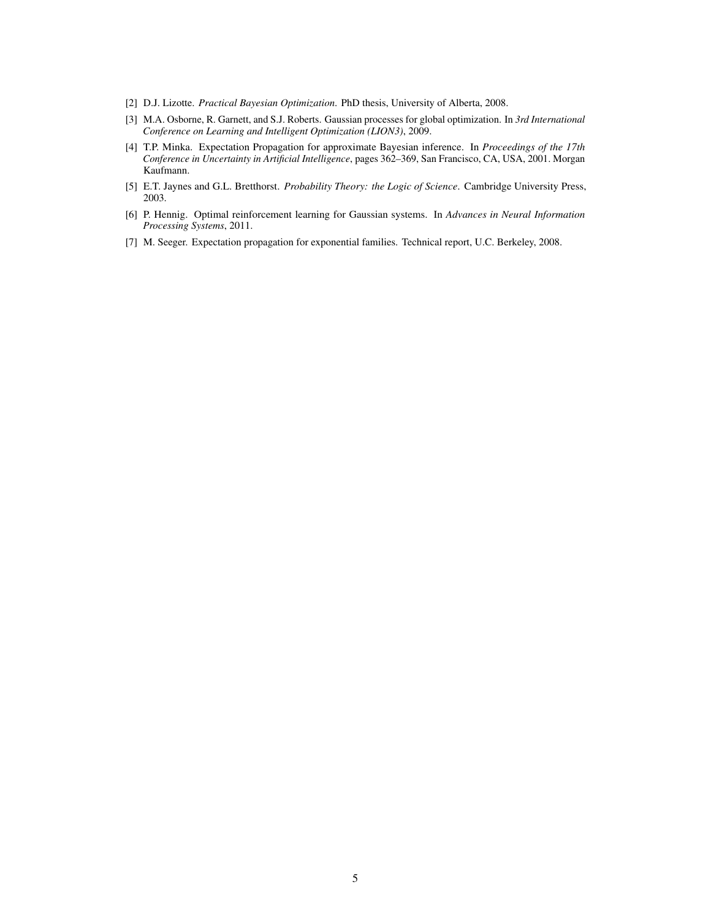[2] D.J. Lizotte. *Practical Bayesian Optimization*. PhD thesis, University of Alberta, 2008.

[3] M.A. Osborne, R. Garnett, and S.J. Roberts. Gaussian processes for global optimization. In *3rd International Conference on Learning and Intelligent Optimization (LION3)*, 2009.

[4] T.P. Minka. Expectation Propagation for approximate Bayesian inference. In *Proceedings of the 17th Conference in Uncertainty in Artificial Intelligence*, pages 362–369, San Francisco, CA, USA, 2001. Morgan Kaufmann.

[5] E.T. Jaynes and G.L. Bretthorst. *Probability Theory: the Logic of Science*. Cambridge University Press, 2003.

[6] P. Hennig. Optimal reinforcement learning for Gaussian systems. In *Advances in Neural Information Processing Systems*, 2011.

[7] M. Seeger. Expectation propagation for exponential families. Technical report, U.C. Berkeley, 2008.